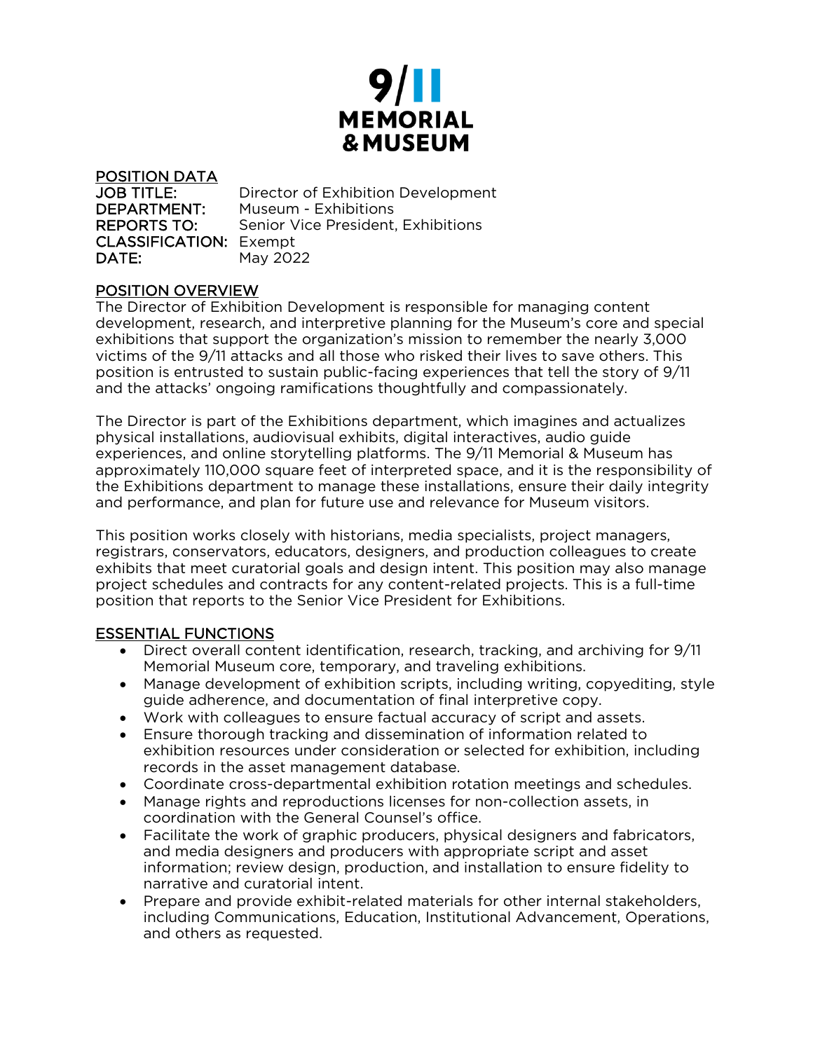# 9/11 MEMORIAL & MUSEUM

## POSITION DATA

**JOB TITLE:** Director of Exhibition Development
**DEPARTMENT:** Museum - Exhibitions
**REPORTS TO:** Senior Vice President, Exhibitions
**CLASSIFICATION:** Exempt
**DATE:** May 2022

## POSITION OVERVIEW

The Director of Exhibition Development is responsible for managing content development, research, and interpretive planning for the Museum's core and special exhibitions that support the organization's mission to remember the nearly 3,000 victims of the 9/11 attacks and all those who risked their lives to save others. This position is entrusted to sustain public-facing experiences that tell the story of 9/11 and the attacks' ongoing ramifications thoughtfully and compassionately.

The Director is part of the Exhibitions department, which imagines and actualizes physical installations, audiovisual exhibits, digital interactives, audio guide experiences, and online storytelling platforms. The 9/11 Memorial & Museum has approximately 110,000 square feet of interpreted space, and it is the responsibility of the Exhibitions department to manage these installations, ensure their daily integrity and performance, and plan for future use and relevance for Museum visitors.

This position works closely with historians, media specialists, project managers, registrars, conservators, educators, designers, and production colleagues to create exhibits that meet curatorial goals and design intent. This position may also manage project schedules and contracts for any content-related projects. This is a full-time position that reports to the Senior Vice President for Exhibitions.

## ESSENTIAL FUNCTIONS

- Direct overall content identification, research, tracking, and archiving for 9/11 Memorial Museum core, temporary, and traveling exhibitions.
- Manage development of exhibition scripts, including writing, copyediting, style guide adherence, and documentation of final interpretive copy.
- Work with colleagues to ensure factual accuracy of script and assets.
- Ensure thorough tracking and dissemination of information related to exhibition resources under consideration or selected for exhibition, including records in the asset management database.
- Coordinate cross-departmental exhibition rotation meetings and schedules.
- Manage rights and reproductions licenses for non-collection assets, in coordination with the General Counsel's office.
- Facilitate the work of graphic producers, physical designers and fabricators, and media designers and producers with appropriate script and asset information; review design, production, and installation to ensure fidelity to narrative and curatorial intent.
- Prepare and provide exhibit-related materials for other internal stakeholders, including Communications, Education, Institutional Advancement, Operations, and others as requested.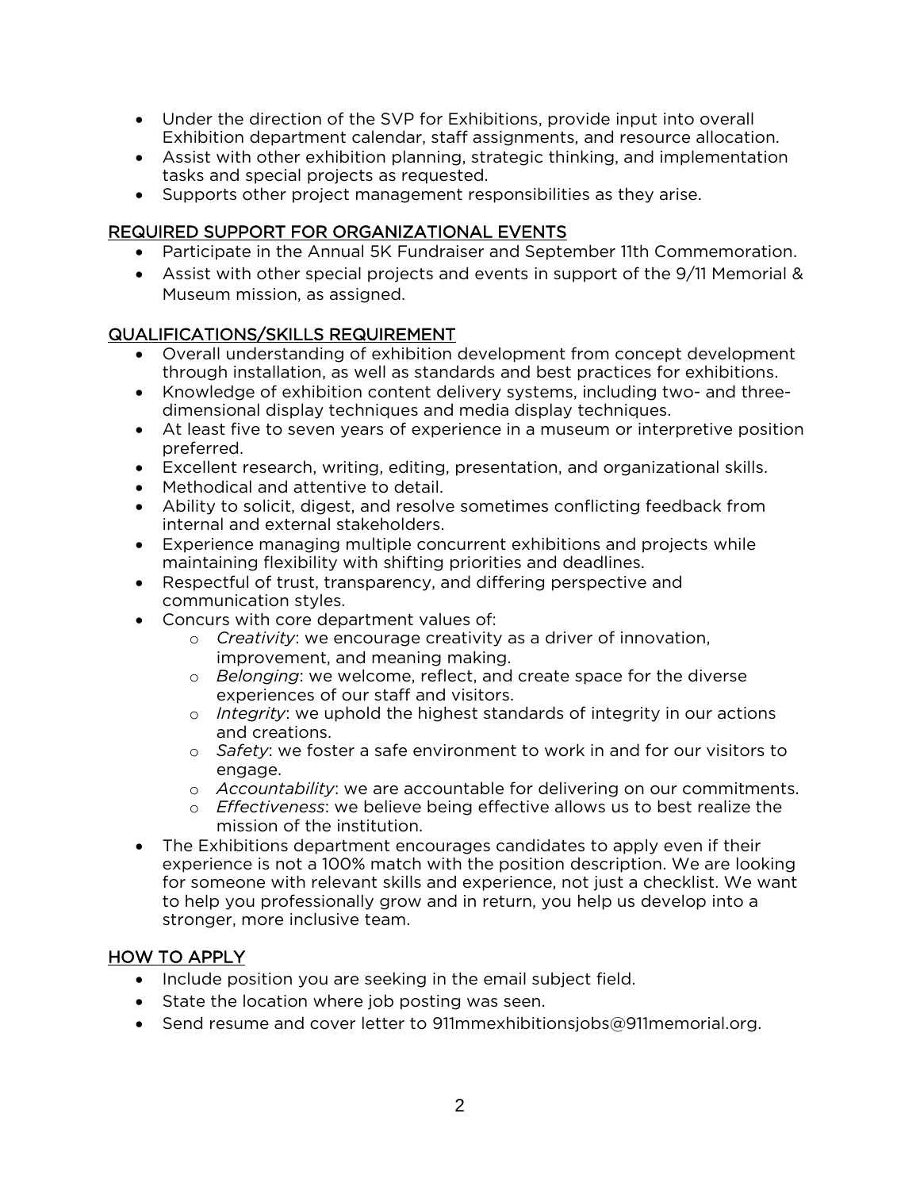- Under the direction of the SVP for Exhibitions, provide input into overall Exhibition department calendar, staff assignments, and resource allocation.
- Assist with other exhibition planning, strategic thinking, and implementation tasks and special projects as requested.
- Supports other project management responsibilities as they arise.

## REQUIRED SUPPORT FOR ORGANIZATIONAL EVENTS

- Participate in the Annual 5K Fundraiser and September 11th Commemoration.
- Assist with other special projects and events in support of the 9/11 Memorial & Museum mission, as assigned.

## QUALIFICATIONS/SKILLS REQUIREMENT

- Overall understanding of exhibition development from concept development through installation, as well as standards and best practices for exhibitions.
- Knowledge of exhibition content delivery systems, including two- and three-dimensional display techniques and media display techniques.
- At least five to seven years of experience in a museum or interpretive position preferred.
- Excellent research, writing, editing, presentation, and organizational skills.
- Methodical and attentive to detail.
- Ability to solicit, digest, and resolve sometimes conflicting feedback from internal and external stakeholders.
- Experience managing multiple concurrent exhibitions and projects while maintaining flexibility with shifting priorities and deadlines.
- Respectful of trust, transparency, and differing perspective and communication styles.
- Concurs with core department values of:
  - *Creativity*: we encourage creativity as a driver of innovation, improvement, and meaning making.
  - *Belonging*: we welcome, reflect, and create space for the diverse experiences of our staff and visitors.
  - *Integrity*: we uphold the highest standards of integrity in our actions and creations.
  - *Safety*: we foster a safe environment to work in and for our visitors to engage.
  - *Accountability*: we are accountable for delivering on our commitments.
  - *Effectiveness*: we believe being effective allows us to best realize the mission of the institution.
- The Exhibitions department encourages candidates to apply even if their experience is not a 100% match with the position description. We are looking for someone with relevant skills and experience, not just a checklist. We want to help you professionally grow and in return, you help us develop into a stronger, more inclusive team.

## HOW TO APPLY

- Include position you are seeking in the email subject field.
- State the location where job posting was seen.
- Send resume and cover letter to 911mmexhibitionsjobs@911memorial.org.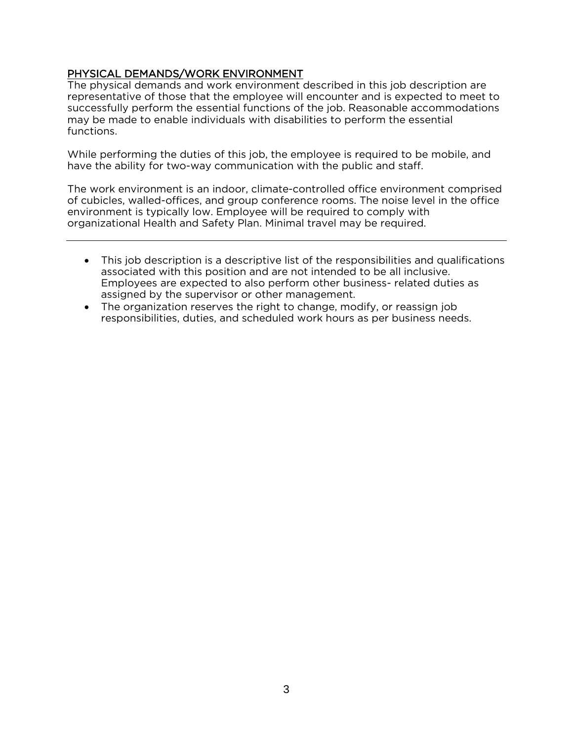## PHYSICAL DEMANDS/WORK ENVIRONMENT

The physical demands and work environment described in this job description are representative of those that the employee will encounter and is expected to meet to successfully perform the essential functions of the job. Reasonable accommodations may be made to enable individuals with disabilities to perform the essential functions.

While performing the duties of this job, the employee is required to be mobile, and have the ability for two-way communication with the public and staff.

The work environment is an indoor, climate-controlled office environment comprised of cubicles, walled-offices, and group conference rooms. The noise level in the office environment is typically low. Employee will be required to comply with organizational Health and Safety Plan. Minimal travel may be required.

---

- This job description is a descriptive list of the responsibilities and qualifications associated with this position and are not intended to be all inclusive. Employees are expected to also perform other business- related duties as assigned by the supervisor or other management.
- The organization reserves the right to change, modify, or reassign job responsibilities, duties, and scheduled work hours as per business needs.